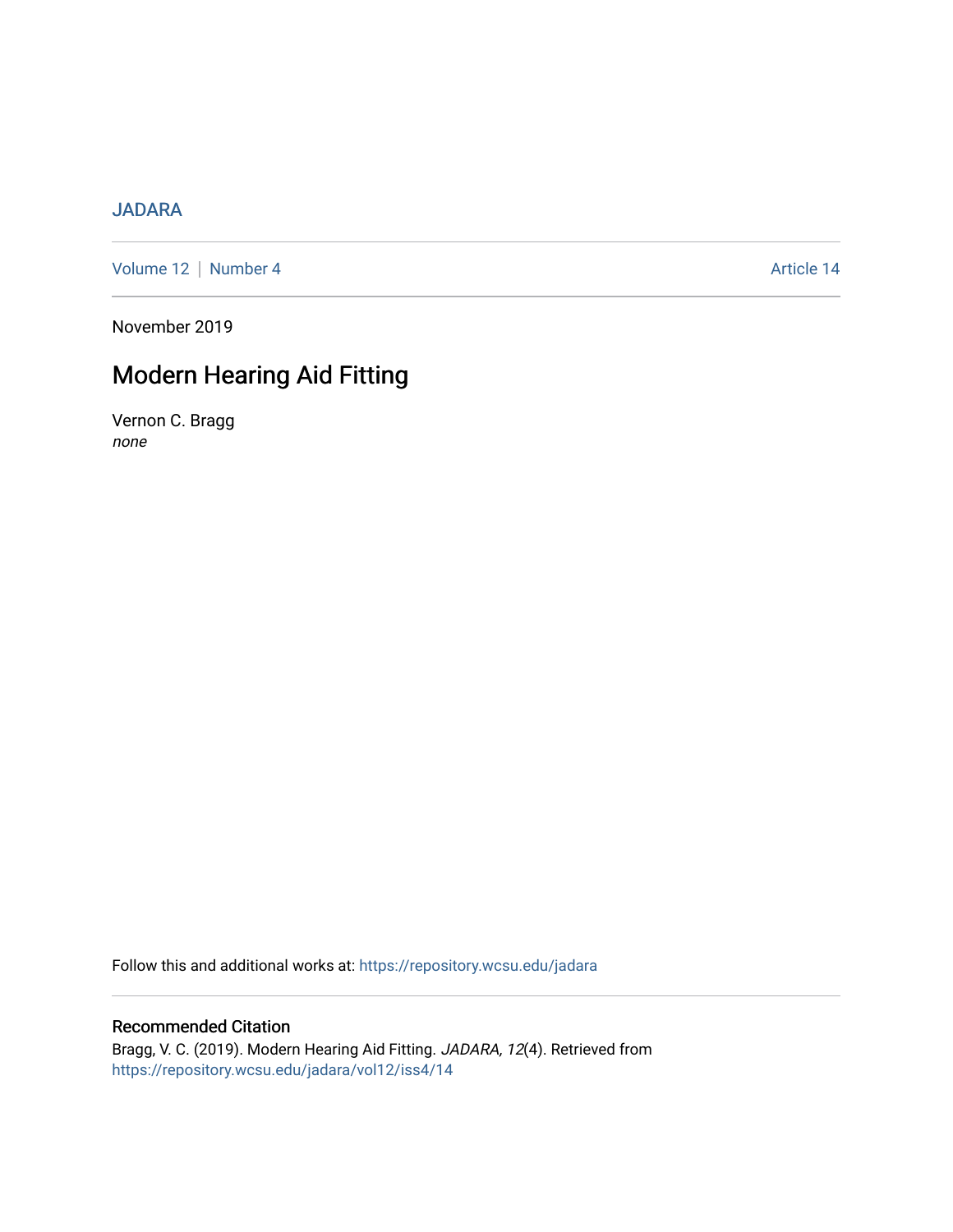JADARA

Volume 12 | Number 4 Article 14

November 2019

# Modern Hearing Aid Fitting

Vernon C. Bragg
*none*

Follow this and additional works at: https://repository.wcsu.edu/jadara

## Recommended Citation

Bragg, V. C. (2019). Modern Hearing Aid Fitting. *JADARA, 12*(4). Retrieved from https://repository.wcsu.edu/jadara/vol12/iss4/14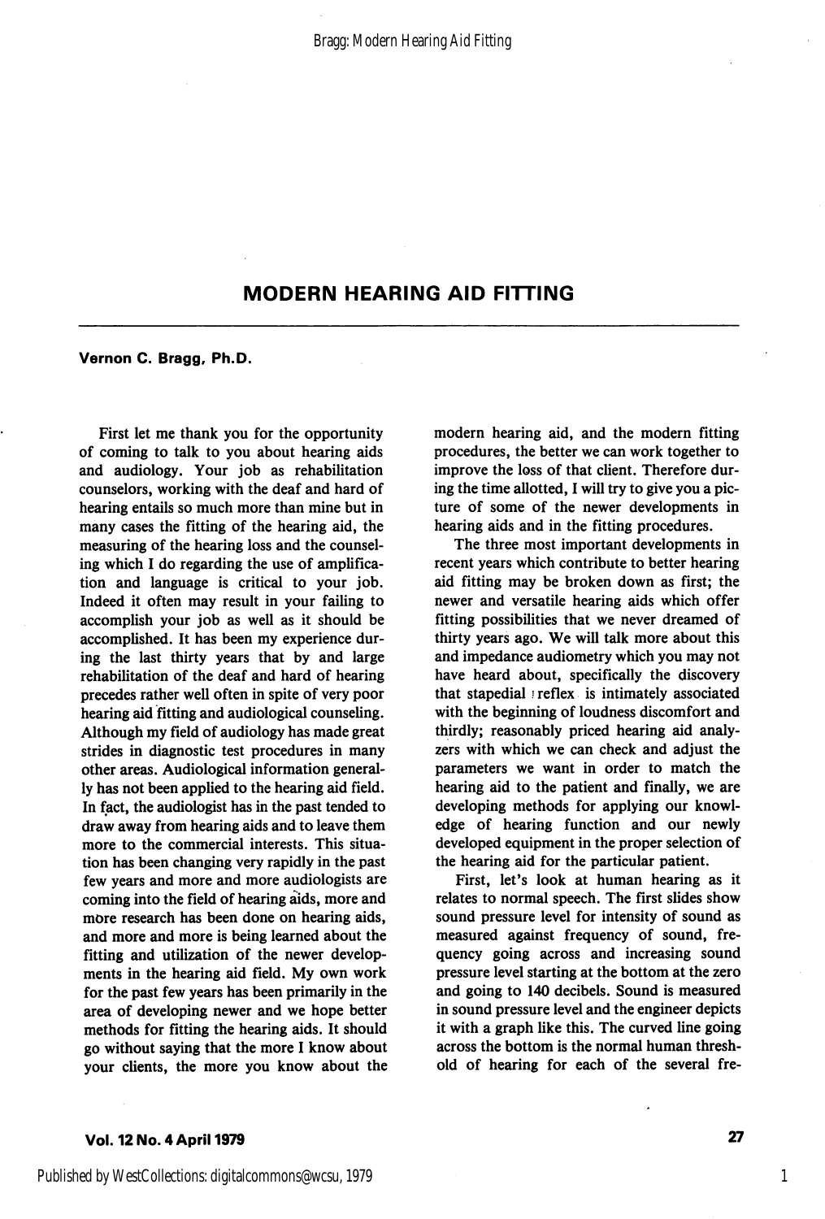# MODERN HEARING AID FITTING

**Vernon C. Bragg, Ph.D.**

First let me thank you for the opportunity of coming to talk to you about hearing aids and audiology. Your job as rehabilitation counselors, working with the deaf and hard of hearing entails so much more than mine but in many cases the fitting of the hearing aid, the measuring of the hearing loss and the counseling which I do regarding the use of amplification and language is critical to your job. Indeed it often may result in your failing to accomplish your job as well as it should be accomplished. It has been my experience during the last thirty years that by and large rehabilitation of the deaf and hard of hearing precedes rather well often in spite of very poor hearing aid fitting and audiological counseling. Although my field of audiology has made great strides in diagnostic test procedures in many other areas. Audiological information generally has not been applied to the hearing aid field. In fact, the audiologist has in the past tended to draw away from hearing aids and to leave them more to the commercial interests. This situation has been changing very rapidly in the past few years and more and more audiologists are coming into the field of hearing aids, more and more research has been done on hearing aids, and more and more is being learned about the fitting and utilization of the newer developments in the hearing aid field. My own work for the past few years has been primarily in the area of developing newer and we hope better methods for fitting the hearing aids. It should go without saying that the more I know about your clients, the more you know about the modern hearing aid, and the modern fitting procedures, the better we can work together to improve the loss of that client. Therefore during the time allotted, I will try to give you a picture of some of the newer developments in hearing aids and in the fitting procedures.

The three most important developments in recent years which contribute to better hearing aid fitting may be broken down as first; the newer and versatile hearing aids which offer fitting possibilities that we never dreamed of thirty years ago. We will talk more about this and impedance audiometry which you may not have heard about, specifically the discovery that stapedial reflex is intimately associated with the beginning of loudness discomfort and thirdly; reasonably priced hearing aid analyzers with which we can check and adjust the parameters we want in order to match the hearing aid to the patient and finally, we are developing methods for applying our knowledge of hearing function and our newly developed equipment in the proper selection of the hearing aid for the particular patient.

First, let's look at human hearing as it relates to normal speech. The first slides show sound pressure level for intensity of sound as measured against frequency of sound, frequency going across and increasing sound pressure level starting at the bottom at the zero and going to 140 decibels. Sound is measured in sound pressure level and the engineer depicts it with a graph like this. The curved line going across the bottom is the normal human threshold of hearing for each of the several fre-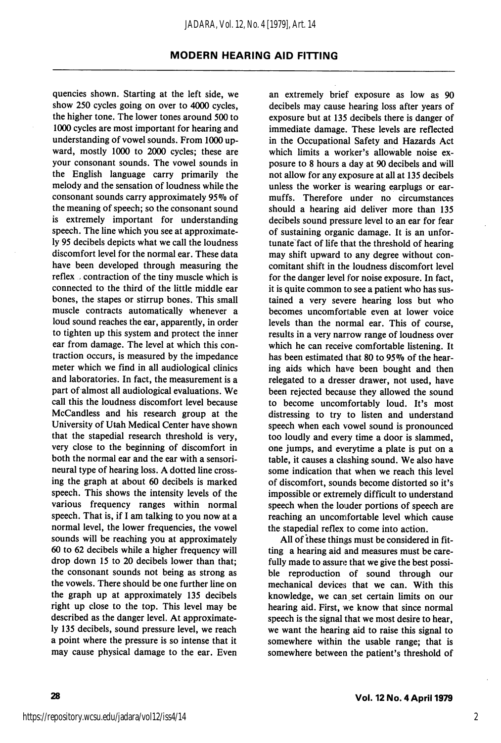quencies shown. Starting at the left side, we show 250 cycles going on over to 4000 cycles, the higher tone. The lower tones around 500 to 1000 cycles are most important for hearing and understanding of vowel sounds. From 1000 upward, mostly 1000 to 2000 cycles; these are your consonant sounds. The vowel sounds in the English language carry primarily the melody and the sensation of loudness while the consonant sounds carry approximately 95% of the meaning of speech; so the consonant sound is extremely important for understanding speech. The line which you see at approximately 95 decibels depicts what we call the loudness discomfort level for the normal ear. These data have been developed through measuring the reflex , contraction of the tiny muscle which is connected to the third of the little middle ear bones, the stapes or stirrup bones. This small muscle contracts automatically whenever a loud sound reaches the ear, apparently, in order to tighten up this system and protect the inner ear from damage. The level at which this contraction occurs, is measured by the impedance meter which we find in all audiological clinics and laboratories. In fact, the measurement is a part of almost all audiological evaluations. We call this the loudness discomfort level because McCandless and his research group at the University of Utah Medical Center have shown that the stapedial research threshold is very, very close to the beginning of discomfort in both the normal ear and the ear with a sensorineural type of hearing loss. A dotted line crossing the graph at about 60 decibels is marked speech. This shows the intensity levels of the various frequency ranges within normal speech. That is, if I am talking to you now at a normal level, the lower frequencies, the vowel sounds will be reaching you at approximately 60 to 62 decibels while a higher frequency will drop down 15 to 20 decibels lower than that; the consonant sounds not being as strong as the vowels. There should be one further line on the graph up at approximately 135 decibels right up close to the top. This level may be described as the danger level. At approximately 135 decibels, sound pressure level, we reach a point where the pressure is so intense that it may cause physical damage to the ear. Even an extremely brief exposure as low as 90 decibels may cause hearing loss after years of exposure but at 135 decibels there is danger of immediate damage. These levels are reflected in the Occupational Safety and Hazards Act which limits a worker's allowable noise exposure to 8 hours a day at 90 decibels and will not allow for any exposure at all at 135 decibels unless the worker is wearing earplugs or earmuffs. Therefore under no circumstances should a hearing aid deliver more than 135 decibels sound pressure level to an ear for fear of sustaining organic damage. It is an unfortunate fact of life that the threshold of hearing may shift upward to any degree without concomitant shift in the loudness discomfort level for the danger level for noise exposure. In fact, it is quite common to see a patient who has sustained a very severe hearing loss but who becomes uncomfortable even at lower voice levels than the normal ear. This of course, results in a very narrow range of loudness over which he can receive comfortable listening. It has been estimated that 80 to 95% of the hearing aids which have been bought and then relegated to a dresser drawer, not used, have been rejected because they allowed the sound to become uncomfortably loud. It's most distressing to try to listen and understand speech when each vowel sound is pronounced too loudly and every time a door is slammed, one jumps, and everytime a plate is put on a table, it causes a clashing sound. We also have some indication that when we reach this level of discomfort, sounds become distorted so it's impossible or extremely difficult to understand speech when the louder portions of speech are reaching an uncomfortable level which cause the stapedial reflex to come into action.

All of these things must be considered in fitting a hearing aid and measures must be carefully made to assure that we give the best possible reproduction of sound through our mechanical devices that we can. With this knowledge, we can set certain limits on our hearing aid. First, we know that since normal speech is the signal that we most desire to hear, we want the hearing aid to raise this signal to somewhere within the usable range; that is somewhere between the patient's threshold of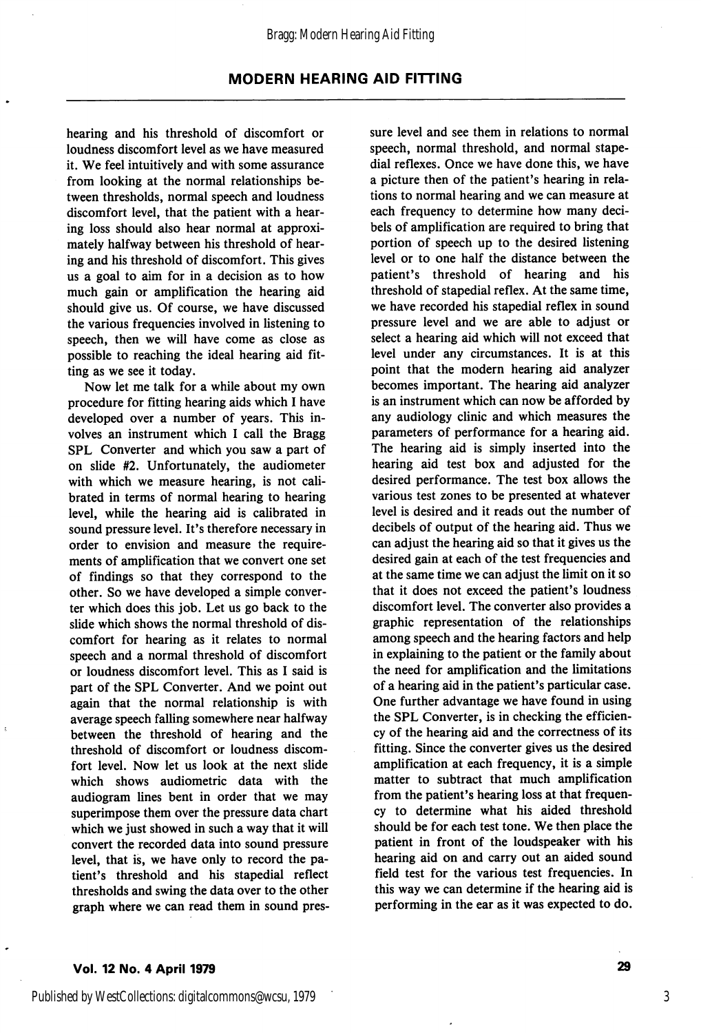hearing and his threshold of discomfort or loudness discomfort level as we have measured it. We feel intuitively and with some assurance from looking at the normal relationships between thresholds, normal speech and loudness discomfort level, that the patient with a hearing loss should also hear normal at approximately halfway between his threshold of hearing and his threshold of discomfort. This gives us a goal to aim for in a decision as to how much gain or amplification the hearing aid should give us. Of course, we have discussed the various frequencies involved in listening to speech, then we will have come as close as possible to reaching the ideal hearing aid fitting as we see it today.

Now let me talk for a while about my own procedure for fitting hearing aids which I have developed over a number of years. This involves an instrument which I call the Bragg SPL Converter and which you saw a part of on slide #2. Unfortunately, the audiometer with which we measure hearing, is not calibrated in terms of normal hearing to hearing level, while the hearing aid is calibrated in sound pressure level. It's therefore necessary in order to envision and measure the requirements of amplification that we convert one set of findings so that they correspond to the other. So we have developed a simple converter which does this job. Let us go back to the slide which shows the normal threshold of discomfort for hearing as it relates to normal speech and a normal threshold of discomfort or loudness discomfort level. This as I said is part of the SPL Converter. And we point out again that the normal relationship is with average speech falling somewhere near halfway between the threshold of hearing and the threshold of discomfort or loudness discomfort level. Now let us look at the next slide which shows audiometric data with the audiogram lines bent in order that we may superimpose them over the pressure data chart which we just showed in such a way that it will convert the recorded data into sound pressure level, that is, we have only to record the patient's threshold and his stapedial reflect thresholds and swing the data over to the other graph where we can read them in sound pressure level and see them in relations to normal speech, normal threshold, and normal stapedial reflexes. Once we have done this, we have a picture then of the patient's hearing in relations to normal hearing and we can measure at each frequency to determine how many decibels of amplification are required to bring that portion of speech up to the desired listening level or to one half the distance between the patient's threshold of hearing and his threshold of stapedial reflex. At the same time, we have recorded his stapedial reflex in sound pressure level and we are able to adjust or select a hearing aid which will not exceed that level under any circumstances. It is at this point that the modern hearing aid analyzer becomes important. The hearing aid analyzer is an instrument which can now be afforded by any audiology clinic and which measures the parameters of performance for a hearing aid. The hearing aid is simply inserted into the hearing aid test box and adjusted for the desired performance. The test box allows the various test zones to be presented at whatever level is desired and it reads out the number of decibels of output of the hearing aid. Thus we can adjust the hearing aid so that it gives us the desired gain at each of the test frequencies and at the same time we can adjust the limit on it so that it does not exceed the patient's loudness discomfort level. The converter also provides a graphic representation of the relationships among speech and the hearing factors and help in explaining to the patient or the family about the need for amplification and the limitations of a hearing aid in the patient's particular case. One further advantage we have found in using the SPL Converter, is in checking the efficiency of the hearing aid and the correctness of its fitting. Since the converter gives us the desired amplification at each frequency, it is a simple matter to subtract that much amplification from the patient's hearing loss at that frequency to determine what his aided threshold should be for each test tone. We then place the patient in front of the loudspeaker with his hearing aid on and carry out an aided sound field test for the various test frequencies. In this way we can determine if the hearing aid is performing in the ear as it was expected to do.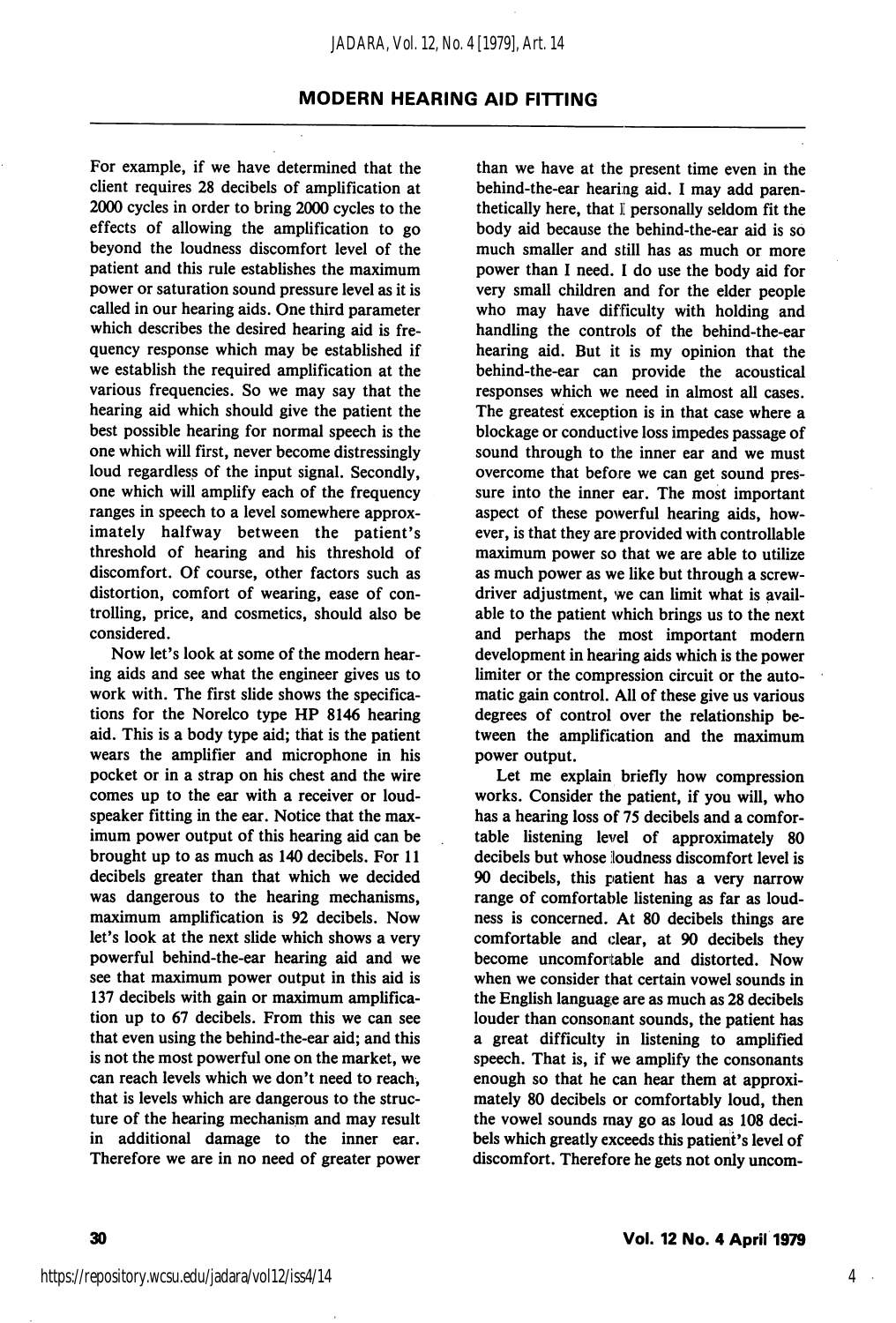For example, if we have determined that the client requires 28 decibels of amplification at 2000 cycles in order to bring 2000 cycles to the effects of allowing the amplification to go beyond the loudness discomfort level of the patient and this rule establishes the maximum power or saturation sound pressure level as it is called in our hearing aids. One third parameter which describes the desired hearing aid is frequency response which may be established if we establish the required amplification at the various frequencies. So we may say that the hearing aid which should give the patient the best possible hearing for normal speech is the one which will first, never become distressingly loud regardless of the input signal. Secondly, one which will amplify each of the frequency ranges in speech to a level somewhere approximately halfway between the patient's threshold of hearing and his threshold of discomfort. Of course, other factors such as distortion, comfort of wearing, ease of controlling, price, and cosmetics, should also be considered.

Now let's look at some of the modern hearing aids and see what the engineer gives us to work with. The first slide shows the specifications for the Norelco type HP 8146 hearing aid. This is a body type aid; that is the patient wears the amplifier and microphone in his pocket or in a strap on his chest and the wire comes up to the ear with a receiver or loudspeaker fitting in the ear. Notice that the maximum power output of this hearing aid can be brought up to as much as 140 decibels. For 11 decibels greater than that which we decided was dangerous to the hearing mechanisms, maximum amplification is 92 decibels. Now let's look at the next slide which shows a very powerful behind-the-ear hearing aid and we see that maximum power output in this aid is 137 decibels with gain or maximum amplification up to 67 decibels. From this we can see that even using the behind-the-ear aid; and this is not the most powerful one on the market, we can reach levels which we don't need to reach, that is levels which are dangerous to the structure of the hearing mechanism and may result in additional damage to the inner ear. Therefore we are in no need of greater power than we have at the present time even in the behind-the-ear hearing aid. I may add parenthetically here, that I personally seldom fit the body aid because the behind-the-ear aid is so much smaller and still has as much or more power than I need. I do use the body aid for very small children and for the elder people who may have difficulty with holding and handling the controls of the behind-the-ear hearing aid. But it is my opinion that the behind-the-ear can provide the acoustical responses which we need in almost all cases. The greatest exception is in that case where a blockage or conductive loss impedes passage of sound through to the inner ear and we must overcome that before we can get sound pressure into the inner ear. The most important aspect of these powerful hearing aids, however, is that they are provided with controllable maximum power so that we are able to utilize as much power as we like but through a screwdriver adjustment, we can limit what is available to the patient which brings us to the next and perhaps the most important modern development in hearing aids which is the power limiter or the compression circuit or the automatic gain control. All of these give us various degrees of control over the relationship between the amplification and the maximum power output.

Let me explain briefly how compression works. Consider the patient, if you will, who has a hearing loss of 75 decibels and a comfortable listening level of approximately 80 decibels but whose loudness discomfort level is 90 decibels, this patient has a very narrow range of comfortable listening as far as loudness is concerned. At 80 decibels things are comfortable and clear, at 90 decibels they become uncomfortable and distorted. Now when we consider that certain vowel sounds in the English language are as much as 28 decibels louder than consonant sounds, the patient has a great difficulty in listening to amplified speech. That is, if we amplify the consonants enough so that he can hear them at approximately 80 decibels or comfortably loud, then the vowel sounds may go as loud as 108 decibels which greatly exceeds this patient's level of discomfort. Therefore he gets not only uncom-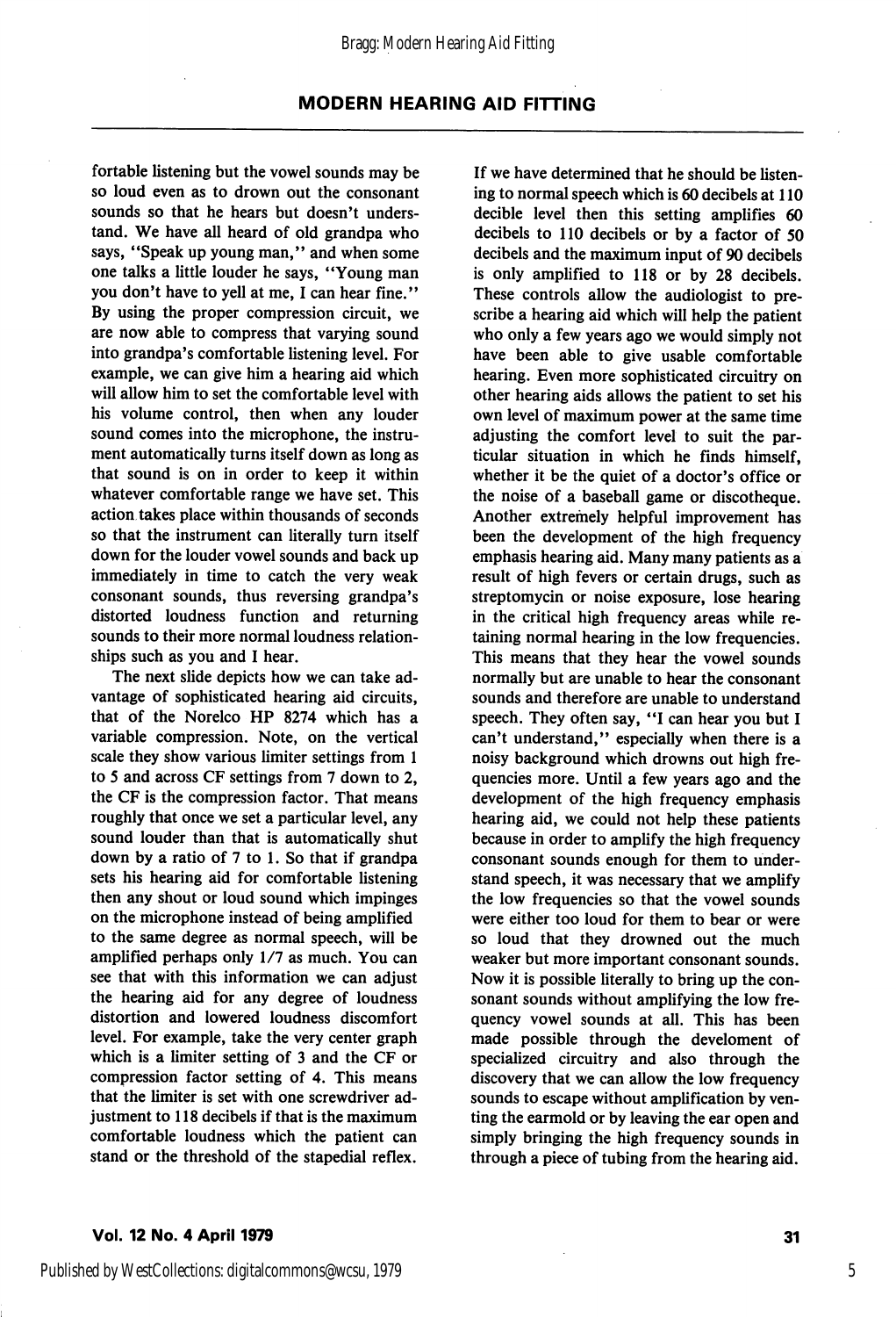fortable listening but the vowel sounds may be so loud even as to drown out the consonant sounds so that he hears but doesn't understand. We have all heard of old grandpa who says, "Speak up young man," and when some one talks a little louder he says, "Young man you don't have to yell at me, I can hear fine." By using the proper compression circuit, we are now able to compress that varying sound into grandpa's comfortable listening level. For example, we can give him a hearing aid which will allow him to set the comfortable level with his volume control, then when any louder sound comes into the microphone, the instrument automatically turns itself down as long as that sound is on in order to keep it within whatever comfortable range we have set. This action takes place within thousands of seconds so that the instrument can literally turn itself down for the louder vowel sounds and back up immediately in time to catch the very weak consonant sounds, thus reversing grandpa's distorted loudness function and returning sounds to their more normal loudness relationships such as you and I hear.

The next slide depicts how we can take advantage of sophisticated hearing aid circuits, that of the Norelco HP 8274 which has a variable compression. Note, on the vertical scale they show various limiter settings from 1 to 5 and across CF settings from 7 down to 2, the CF is the compression factor. That means roughly that once we set a particular level, any sound louder than that is automatically shut down by a ratio of 7 to 1. So that if grandpa sets his hearing aid for comfortable listening then any shout or loud sound which impinges on the microphone instead of being amplified to the same degree as normal speech, will be amplified perhaps only 1/7 as much. You can see that with this information we can adjust the hearing aid for any degree of loudness distortion and lowered loudness discomfort level. For example, take the very center graph which is a limiter setting of 3 and the CF or compression factor setting of 4. This means that the limiter is set with one screwdriver adjustment to 118 decibels if that is the maximum comfortable loudness which the patient can stand or the threshold of the stapedial reflex. If we have determined that he should be listening to normal speech which is 60 decibels at 110 decible level then this setting amplifies 60 decibels to 110 decibels or by a factor of 50 decibels and the maximum input of 90 decibels is only amplified to 118 or by 28 decibels. These controls allow the audiologist to prescribe a hearing aid which will help the patient who only a few years ago we would simply not have been able to give usable comfortable hearing. Even more sophisticated circuitry on other hearing aids allows the patient to set his own level of maximum power at the same time adjusting the comfort level to suit the particular situation in which he finds himself, whether it be the quiet of a doctor's office or the noise of a baseball game or discotheque. Another extremely helpful improvement has been the development of the high frequency emphasis hearing aid. Many many patients as a result of high fevers or certain drugs, such as streptomycin or noise exposure, lose hearing in the critical high frequency areas while retaining normal hearing in the low frequencies. This means that they hear the vowel sounds normally but are unable to hear the consonant sounds and therefore are unable to understand speech. They often say, "I can hear you but I can't understand," especially when there is a noisy background which drowns out high frequencies more. Until a few years ago and the development of the high frequency emphasis hearing aid, we could not help these patients because in order to amplify the high frequency consonant sounds enough for them to understand speech, it was necessary that we amplify the low frequencies so that the vowel sounds were either too loud for them to bear or were so loud that they drowned out the much weaker but more important consonant sounds. Now it is possible literally to bring up the consonant sounds without amplifying the low frequency vowel sounds at all. This has been made possible through the develoment of specialized circuitry and also through the discovery that we can allow the low frequency sounds to escape without amplification by venting the earmold or by leaving the ear open and simply bringing the high frequency sounds in through a piece of tubing from the hearing aid.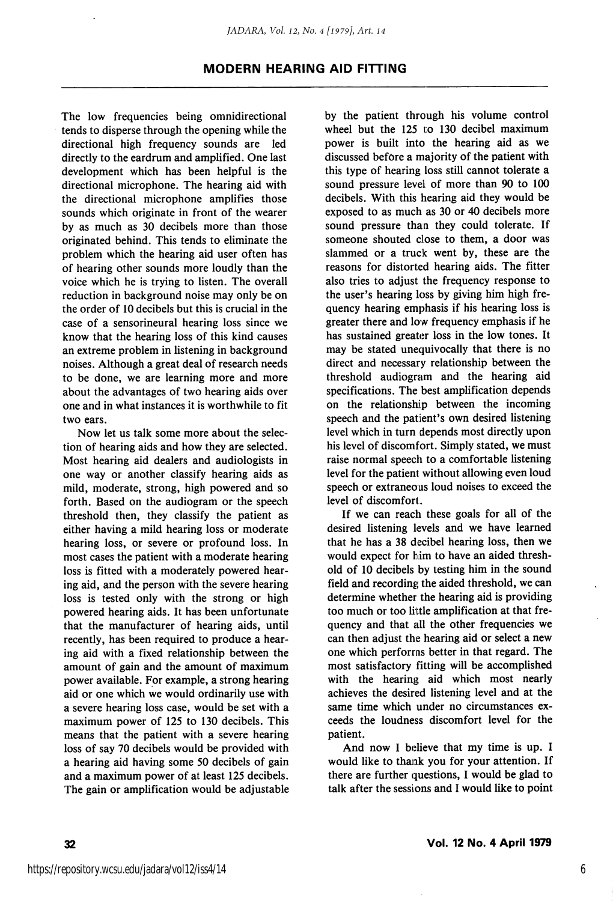The low frequencies being omnidirectional tends to disperse through the opening while the directional high frequency sounds are led directly to the eardrum and amplified. One last development which has been helpful is the directional microphone. The hearing aid with the directional microphone amplifies those sounds which originate in front of the wearer by as much as 30 decibels more than those originated behind. This tends to eliminate the problem which the hearing aid user often has of hearing other sounds more loudly than the voice which he is trying to listen. The overall reduction in background noise may only be on the order of 10 decibels but this is crucial in the case of a sensorineural hearing loss since we know that the hearing loss of this kind causes an extreme problem in listening in background noises. Although a great deal of research needs to be done, we are learning more and more about the advantages of two hearing aids over one and in what instances it is worthwhile to fit two ears.

Now let us talk some more about the selection of hearing aids and how they are selected. Most hearing aid dealers and audiologists in one way or another classify hearing aids as mild, moderate, strong, high powered and so forth. Based on the audiogram or the speech threshold then, they classify the patient as either having a mild hearing loss or moderate hearing loss, or severe or profound loss. In most cases the patient with a moderate hearing loss is fitted with a moderately powered hearing aid, and the person with the severe hearing loss is tested only with the strong or high powered hearing aids. It has been unfortunate that the manufacturer of hearing aids, until recently, has been required to produce a hearing aid with a fixed relationship between the amount of gain and the amount of maximum power available. For example, a strong hearing aid or one which we would ordinarily use with a severe hearing loss case, would be set with a maximum power of 125 to 130 decibels. This means that the patient with a severe hearing loss of say 70 decibels would be provided with a hearing aid having some 50 decibels of gain and a maximum power of at least 125 decibels. The gain or amplification would be adjustable by the patient through his volume control wheel but the 125 to 130 decibel maximum power is built into the hearing aid as we discussed before a majority of the patient with this type of hearing loss still cannot tolerate a sound pressure level of more than 90 to 100 decibels. With this hearing aid they would be exposed to as much as 30 or 40 decibels more sound pressure than they could tolerate. If someone shouted close to them, a door was slammed or a truck went by, these are the reasons for distorted hearing aids. The fitter also tries to adjust the frequency response to the user's hearing loss by giving him high frequency hearing emphasis if his hearing loss is greater there and low frequency emphasis if he has sustained greater loss in the low tones. It may be stated unequivocally that there is no direct and necessary relationship between the threshold audiogram and the hearing aid specifications. The best amplification depends on the relationship between the incoming speech and the patient's own desired listening level which in turn depends most directly upon his level of discomfort. Simply stated, we must raise normal speech to a comfortable listening level for the patient without allowing even loud speech or extraneous loud noises to exceed the level of discomfort.

If we can reach these goals for all of the desired listening levels and we have learned that he has a 38 decibel hearing loss, then we would expect for him to have an aided threshold of 10 decibels by testing him in the sound field and recording the aided threshold, we can determine whether the hearing aid is providing too much or too little amplification at that frequency and that all the other frequencies we can then adjust the hearing aid or select a new one which performs better in that regard. The most satisfactory fitting will be accomplished with the hearing aid which most nearly achieves the desired listening level and at the same time which under no circumstances exceeds the loudness discomfort level for the patient.

And now I believe that my time is up. I would like to thank you for your attention. If there are further questions, I would be glad to talk after the sessions and I would like to point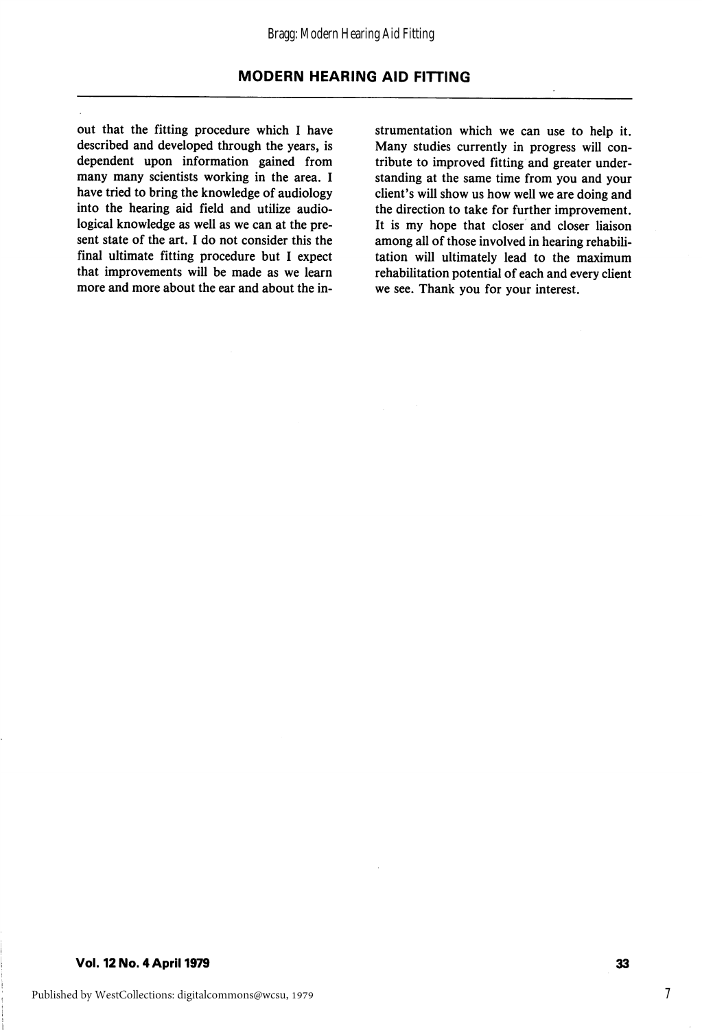out that the fitting procedure which I have described and developed through the years, is dependent upon information gained from many many scientists working in the area. I have tried to bring the knowledge of audiology into the hearing aid field and utilize audiological knowledge as well as we can at the present state of the art. I do not consider this the final ultimate fitting procedure but I expect that improvements will be made as we learn more and more about the ear and about the instrumentation which we can use to help it. Many studies currently in progress will contribute to improved fitting and greater understanding at the same time from you and your client's will show us how well we are doing and the direction to take for further improvement. It is my hope that closer and closer liaison among all of those involved in hearing rehabilitation will ultimately lead to the maximum rehabilitation potential of each and every client we see. Thank you for your interest.